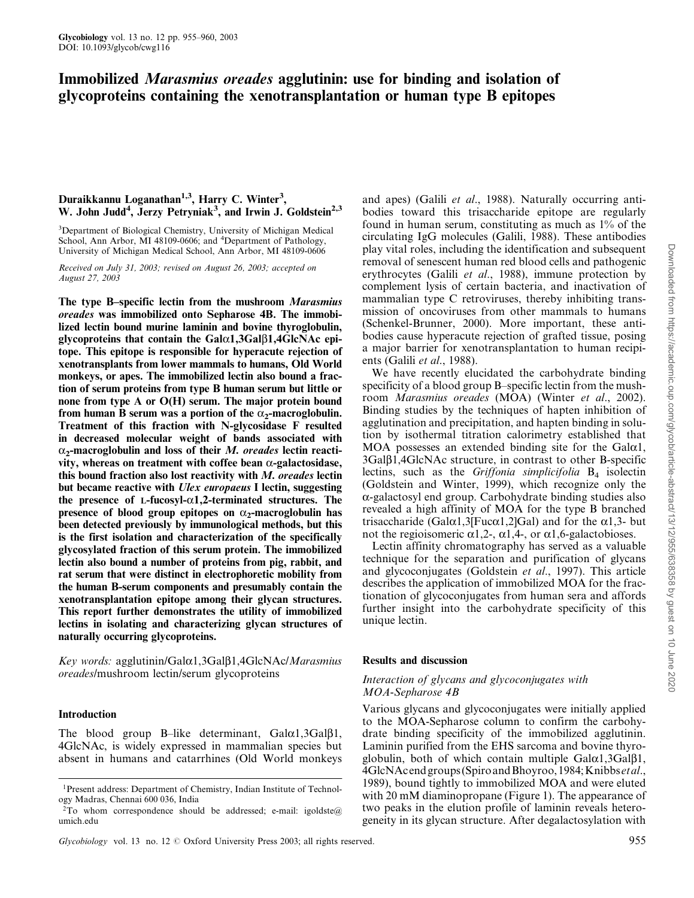# Immobilized *Marasmius oreades* agglutinin: use for binding and isolation of glycoproteins containing the xenotransplantation or human type B epitopes

Duraikkannu Loganathan[1,3], Harry C. Winter[3], W. John Judd[4], Jerzy Petryniak[3], and Irwin J. Goldstein[2,3]

[3]Department of Biological Chemistry, University of Michigan Medical School, Ann Arbor, MI 48109-0606; and [4]Department of Pathology, University of Michigan Medical School, Ann Arbor, MI 48109-0606

*Received on July 31, 2003; revised on August 26, 2003; accepted on August 27, 2003*

**The type B–specific lectin from the mushroom *Marasmius oreades* was immobilized onto Sepharose 4B. The immobilized lectin bound murine laminin and bovine thyroglobulin, glycoproteins that contain the Galα1,3Galβ1,4GlcNAc epitope. This epitope is responsible for hyperacute rejection of xenotransplants from lower mammals to humans, Old World monkeys, or apes. The immobilized lectin also bound a fraction of serum proteins from type B human serum but little or none from type A or O(H) serum. The major protein bound from human B serum was a portion of the $\alpha_2$-macroglobulin. Treatment of this fraction with N-glycosidase F resulted in decreased molecular weight of bands associated with $\alpha_2$-macroglobulin and loss of their *M. oreades* lectin reactivity, whereas on treatment with coffee bean α-galactosidase, this bound fraction also lost reactivity with *M. oreades* lectin but became reactive with *Ulex europaeus* I lectin, suggesting the presence of L-fucosyl-α1,2-terminated structures. The presence of blood group epitopes on $\alpha_2$-macroglobulin has been detected previously by immunological methods, but this is the first isolation and characterization of the specifically glycosylated fraction of this serum protein. The immobilized lectin also bound a number of proteins from pig, rabbit, and rat serum that were distinct in electrophoretic mobility from the human B-serum components and presumably contain the xenotransplantation epitope among their glycan structures. This report further demonstrates the utility of immobilized lectins in isolating and characterizing glycan structures of naturally occurring glycoproteins.**

*Key words:* agglutinin/Galα1,3Galβ1,4GlcNAc/*Marasmius oreades*/mushroom lectin/serum glycoproteins

## Introduction

The blood group B–like determinant, Galα1,3Galβ1,4GlcNAc, is widely expressed in mammalian species but absent in humans and catarrhines (Old World monkeys and apes) (Galili *et al.*, 1988). Naturally occurring antibodies toward this trisaccharide epitope are regularly found in human serum, constituting as much as 1% of the circulating IgG molecules (Galili, 1988). These antibodies play vital roles, including the identification and subsequent removal of senescent human red blood cells and pathogenic erythrocytes (Galili *et al.*, 1988), immune protection by complement lysis of certain bacteria, and inactivation of mammalian type C retroviruses, thereby inhibiting transmission of oncoviruses from other mammals to humans (Schenkel-Brunner, 2000). More important, these antibodies cause hyperacute rejection of grafted tissue, posing a major barrier for xenotransplantation to human recipients (Galili *et al.*, 1988).

We have recently elucidated the carbohydrate binding specificity of a blood group B–specific lectin from the mushroom *Marasmius oreades* (MOA) (Winter *et al.*, 2002). Binding studies by the techniques of hapten inhibition of agglutination and precipitation, and hapten binding in solution by isothermal titration calorimetry established that MOA possesses an extended binding site for the Galα1,3Galβ1,4GlcNAc structure, in contrast to other B-specific lectins, such as the *Griffonia simplicifolia* $B_4$ isolectin (Goldstein and Winter, 1999), which recognize only the α-galactosyl end group. Carbohydrate binding studies also revealed a high affinity of MOA for the type B branched trisaccharide (Galα1,3[Fucα1,2]Gal) and for the α1,3- but not the regioisomeric α1,2-, α1,4-, or α1,6-galactobioses.

Lectin affinity chromatography has served as a valuable technique for the separation and purification of glycans and glycoconjugates (Goldstein *et al.*, 1997). This article describes the application of immobilized MOA for the fractionation of glycoconjugates from human sera and affords further insight into the carbohydrate specificity of this unique lectin.

## Results and discussion

### Interaction of glycans and glycoconjugates with MOA-Sepharose 4B

Various glycans and glycoconjugates were initially applied to the MOA-Sepharose column to confirm the carbohydrate binding specificity of the immobilized agglutinin. Laminin purified from the EHS sarcoma and bovine thyroglobulin, both of which contain multiple Galα1,3Galβ1,4GlcNAc end groups (Spiro and Bhoyroo, 1984; Knibbs *et al.*, 1989), bound tightly to immobilized MOA and were eluted with 20 mM diaminopropane (Figure 1). The appearance of two peaks in the elution profile of laminin reveals heterogeneity in its glycan structure. After degalactosylation with

[1]Present address: Department of Chemistry, Indian Institute of Technology Madras, Chennai 600 036, India

[2]To whom correspondence should be addressed; e-mail: igoldste@umich.edu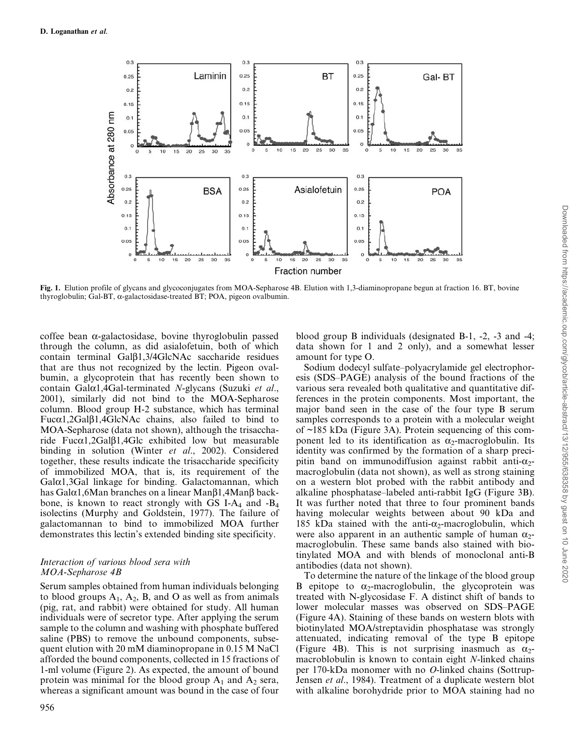Fig. 1. Elution profile of glycans and glycoconjugates from MOA-Sepharose 4B. Elution with 1,3-diaminopropane begun at fraction 16. BT, bovine thyroglobulin; Gal-BT, α-galactosidase-treated BT; POA, pigeon ovalbumin.

coffee bean α-galactosidase, bovine thyroglobulin passed through the column, as did asialofetuin, both of which contain terminal Galβ1,3/4GlcNAc saccharide residues that are thus not recognized by the lectin. Pigeon ovalbumin, a glycoprotein that has recently been shown to contain Galα1,4Gal-terminated *N*-glycans (Suzuki *et al*., 2001), similarly did not bind to the MOA-Sepharose column. Blood group H-2 substance, which has terminal Fucα1,2Galβ1,4GlcNAc chains, also failed to bind to MOA-Sepharose (data not shown), although the trisaccharide Fucα1,2Galβ1,4Glc exhibited low but measurable binding in solution (Winter *et al*., 2002). Considered together, these results indicate the trisaccharide specificity of immobilized MOA, that is, its requirement of the Galα1,3Gal linkage for binding. Galactomannan, which has Galα1,6Man branches on a linear Manβ1,4Manβ backbone, is known to react strongly with GS I-$A_4$ and -$B_4$ isolectins (Murphy and Goldstein, 1977). The failure of galactomannan to bind to immobilized MOA further demonstrates this lectin's extended binding site specificity.

### *Interaction of various blood sera with MOA-Sepharose 4B*

Serum samples obtained from human individuals belonging to blood groups $A_1$, $A_2$, B, and O as well as from animals (pig, rat, and rabbit) were obtained for study. All human individuals were of secretor type. After applying the serum sample to the column and washing with phosphate buffered saline (PBS) to remove the unbound components, subsequent elution with 20 mM diaminopropane in 0.15 M NaCl afforded the bound components, collected in 15 fractions of 1-ml volume (Figure 2). As expected, the amount of bound protein was minimal for the blood group $A_1$ and $A_2$ sera, whereas a significant amount was bound in the case of four blood group B individuals (designated B-1, -2, -3 and -4; data shown for 1 and 2 only), and a somewhat lesser amount for type O.

Sodium dodecyl sulfate–polyacrylamide gel electrophoresis (SDS–PAGE) analysis of the bound fractions of the various sera revealed both qualitative and quantitative differences in the protein components. Most important, the major band seen in the case of the four type B serum samples corresponds to a protein with a molecular weight of ~185 kDa (Figure 3A). Protein sequencing of this component led to its identification as $\alpha_2$-macroglobulin. Its identity was confirmed by the formation of a sharp precipitin band on immunodiffusion against rabbit anti-$\alpha_2$-macroglobulin (data not shown), as well as strong staining on a western blot probed with the rabbit antibody and alkaline phosphatase–labeled anti-rabbit IgG (Figure 3B). It was further noted that three to four prominent bands having molecular weights between about 90 kDa and 185 kDa stained with the anti-$\alpha_2$-macroglobulin, which were also apparent in an authentic sample of human $\alpha_2$-macroglobulin. These same bands also stained with biotinylated MOA and with blends of monoclonal anti-B antibodies (data not shown).

To determine the nature of the linkage of the blood group B epitope to $\alpha_2$-macroglobulin, the glycoprotein was treated with N-glycosidase F. A distinct shift of bands to lower molecular masses was observed on SDS–PAGE (Figure 4A). Staining of these bands on western blots with biotinylated MOA/streptavidin phosphatase was strongly attenuated, indicating removal of the type B epitope (Figure 4B). This is not surprising inasmuch as $\alpha_2$-macroblobulin is known to contain eight *N*-linked chains per 170-kDa monomer with no *O*-linked chains (Sottrup-Jensen *et al*., 1984). Treatment of a duplicate western blot with alkaline borohydride prior to MOA staining had no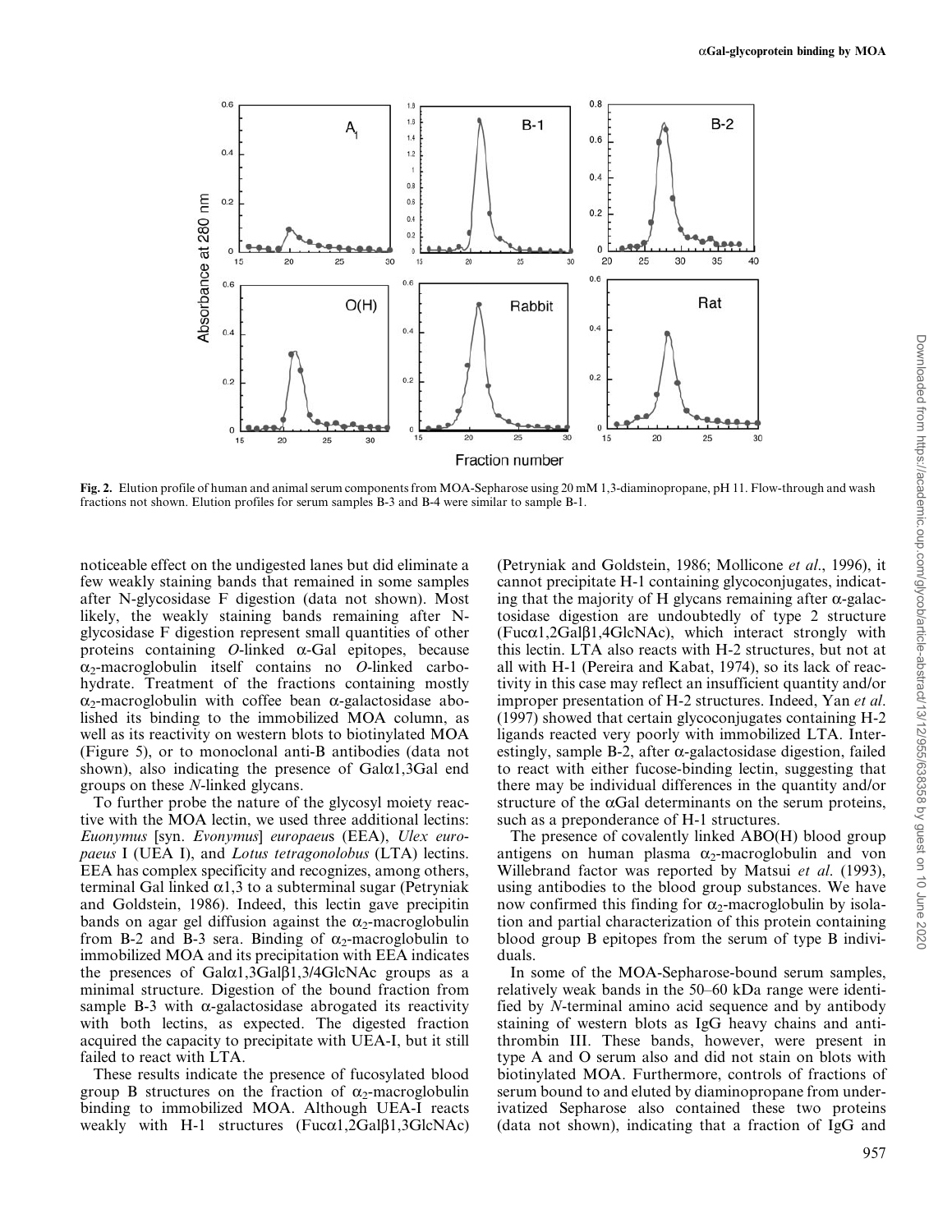**Fig. 2.** Elution profile of human and animal serum components from MOA-Sepharose using 20 mM 1,3-diaminopropane, pH 11. Flow-through and wash fractions not shown. Elution profiles for serum samples B-3 and B-4 were similar to sample B-1.

noticeable effect on the undigested lanes but did eliminate a few weakly staining bands that remained in some samples after N-glycosidase F digestion (data not shown). Most likely, the weakly staining bands remaining after N-glycosidase F digestion represent small quantities of other proteins containing *O*-linked α-Gal epitopes, because $\alpha_2$-macroglobulin itself contains no *O*-linked carbohydrate. Treatment of the fractions containing mostly $\alpha_2$-macroglobulin with coffee bean α-galactosidase abolished its binding to the immobilized MOA column, as well as its reactivity on western blots to biotinylated MOA (Figure 5), or to monoclonal anti-B antibodies (data not shown), also indicating the presence of Galα1,3Gal end groups on these *N*-linked glycans.

To further probe the nature of the glycosyl moiety reactive with the MOA lectin, we used three additional lectins: *Euonymus* [syn. *Evonymus*] *europaeu*s (EEA), *Ulex europaeus* I (UEA I), and *Lotus tetragonolobus* (LTA) lectins. EEA has complex specificity and recognizes, among others, terminal Gal linked α1,3 to a subterminal sugar (Petryniak and Goldstein, 1986). Indeed, this lectin gave precipitin bands on agar gel diffusion against the $\alpha_2$-macroglobulin from B-2 and B-3 sera. Binding of $\alpha_2$-macroglobulin to immobilized MOA and its precipitation with EEA indicates the presences of Galα1,3Galβ1,3/4GlcNAc groups as a minimal structure. Digestion of the bound fraction from sample B-3 with α-galactosidase abrogated its reactivity with both lectins, as expected. The digested fraction acquired the capacity to precipitate with UEA-I, but it still failed to react with LTA.

These results indicate the presence of fucosylated blood group B structures on the fraction of $\alpha_2$-macroglobulin binding to immobilized MOA. Although UEA-I reacts weakly with H-1 structures (Fucα1,2Galβ1,3GlcNAc) (Petryniak and Goldstein, 1986; Mollicone *et al*., 1996), it cannot precipitate H-1 containing glycoconjugates, indicating that the majority of H glycans remaining after α-galactosidase digestion are undoubtedly of type 2 structure (Fucα1,2Galβ1,4GlcNAc), which interact strongly with this lectin. LTA also reacts with H-2 structures, but not at all with H-1 (Pereira and Kabat, 1974), so its lack of reactivity in this case may reflect an insufficient quantity and/or improper presentation of H-2 structures. Indeed, Yan *et al*. (1997) showed that certain glycoconjugates containing H-2 ligands reacted very poorly with immobilized LTA. Interestingly, sample B-2, after α-galactosidase digestion, failed to react with either fucose-binding lectin, suggesting that there may be individual differences in the quantity and/or structure of the αGal determinants on the serum proteins, such as a preponderance of H-1 structures.

The presence of covalently linked ABO(H) blood group antigens on human plasma $\alpha_2$-macroglobulin and von Willebrand factor was reported by Matsui *et al*. (1993), using antibodies to the blood group substances. We have now confirmed this finding for $\alpha_2$-macroglobulin by isolation and partial characterization of this protein containing blood group B epitopes from the serum of type B individuals.

In some of the MOA-Sepharose-bound serum samples, relatively weak bands in the 50–60 kDa range were identified by *N*-terminal amino acid sequence and by antibody staining of western blots as IgG heavy chains and antithrombin III. These bands, however, were present in type A and O serum also and did not stain on blots with biotinylated MOA. Furthermore, controls of fractions of serum bound to and eluted by diaminopropane from underivatized Sepharose also contained these two proteins (data not shown), indicating that a fraction of IgG and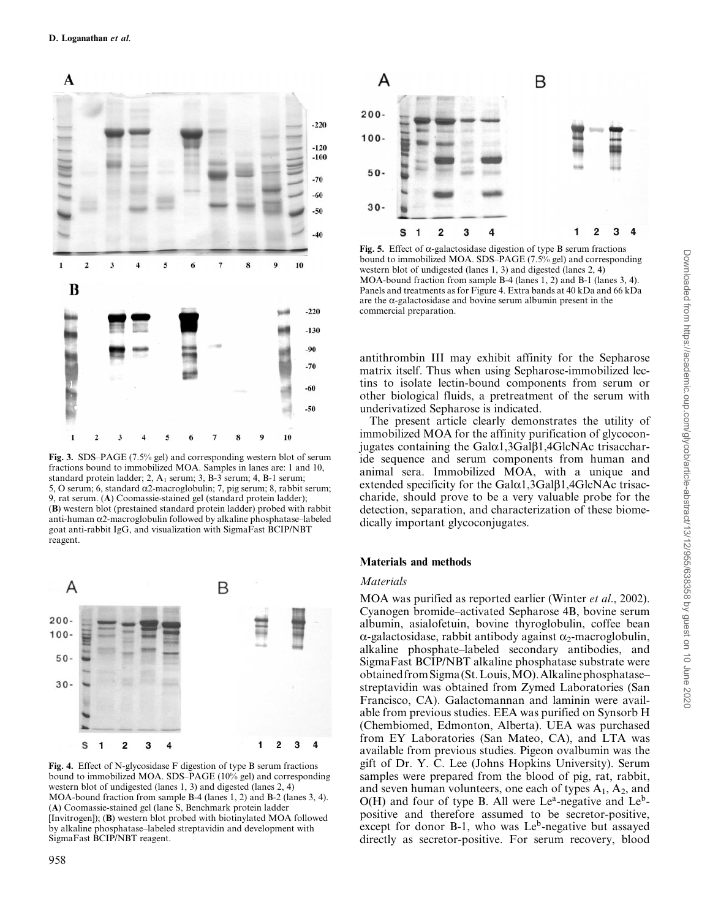Fig. 3. SDS–PAGE (7.5% gel) and corresponding western blot of serum fractions bound to immobilized MOA. Samples in lanes are: 1 and 10, standard protein ladder; 2, $A_1$ serum; 3, B-3 serum; 4, B-1 serum; 5, O serum; 6, standard α2-macroglobulin; 7, pig serum; 8, rabbit serum; 9, rat serum. (**A**) Coomassie-stained gel (standard protein ladder); (**B**) western blot (prestained standard protein ladder) probed with rabbit anti-human α2-macroglobulin followed by alkaline phosphatase–labeled goat anti-rabbit IgG, and visualization with SigmaFast BCIP/NBT reagent.

Fig. 4. Effect of N-glycosidase F digestion of type B serum fractions bound to immobilized MOA. SDS–PAGE (10% gel) and corresponding western blot of undigested (lanes 1, 3) and digested (lanes 2, 4) MOA-bound fraction from sample B-4 (lanes 1, 2) and B-2 (lanes 3, 4). (**A**) Coomassie-stained gel (lane S, Benchmark protein ladder [Invitrogen]); (**B**) western blot probed with biotinylated MOA followed by alkaline phosphatase–labeled streptavidin and development with SigmaFast BCIP/NBT reagent.

Fig. 5. Effect of α-galactosidase digestion of type B serum fractions bound to immobilized MOA. SDS–PAGE (7.5% gel) and corresponding western blot of undigested (lanes 1, 3) and digested (lanes 2, 4) MOA-bound fraction from sample B-4 (lanes 1, 2) and B-1 (lanes 3, 4). Panels and treatments as for Figure 4. Extra bands at 40 kDa and 66 kDa are the α-galactosidase and bovine serum albumin present in the commercial preparation.

antithrombin III may exhibit affinity for the Sepharose matrix itself. Thus when using Sepharose-immobilized lectins to isolate lectin-bound components from serum or other biological fluids, a pretreatment of the serum with underivatized Sepharose is indicated.

The present article clearly demonstrates the utility of immobilized MOA for the affinity purification of glycoconjugates containing the Galα1,3Galβ1,4GlcNAc trisaccharide sequence and serum components from human and animal sera. Immobilized MOA, with a unique and extended specificity for the Galα1,3Galβ1,4GlcNAc trisaccharide, should prove to be a very valuable probe for the detection, separation, and characterization of these biomedically important glycoconjugates.

## Materials and methods

### *Materials*

MOA was purified as reported earlier (Winter *et al*., 2002). Cyanogen bromide–activated Sepharose 4B, bovine serum albumin, asialofetuin, bovine thyroglobulin, coffee bean α-galactosidase, rabbit antibody against $\alpha_2$-macroglobulin, alkaline phosphate–labeled secondary antibodies, and SigmaFast BCIP/NBT alkaline phosphatase substrate were obtained from Sigma (St. Louis, MO). Alkaline phosphatase–streptavidin was obtained from Zymed Laboratories (San Francisco, CA). Galactomannan and laminin were available from previous studies. EEA was purified on Synsorb H (Chembiomed, Edmonton, Alberta). UEA was purchased from EY Laboratories (San Mateo, CA), and LTA was available from previous studies. Pigeon ovalbumin was the gift of Dr. Y. C. Lee (Johns Hopkins University). Serum samples were prepared from the blood of pig, rat, rabbit, and seven human volunteers, one each of types $A_1$, $A_2$, and O(H) and four of type B. All were $Le^a$-negative and $Le^b$-positive and therefore assumed to be secretor-positive, except for donor B-1, who was $Le^b$-negative but assayed directly as secretor-positive. For serum recovery, blood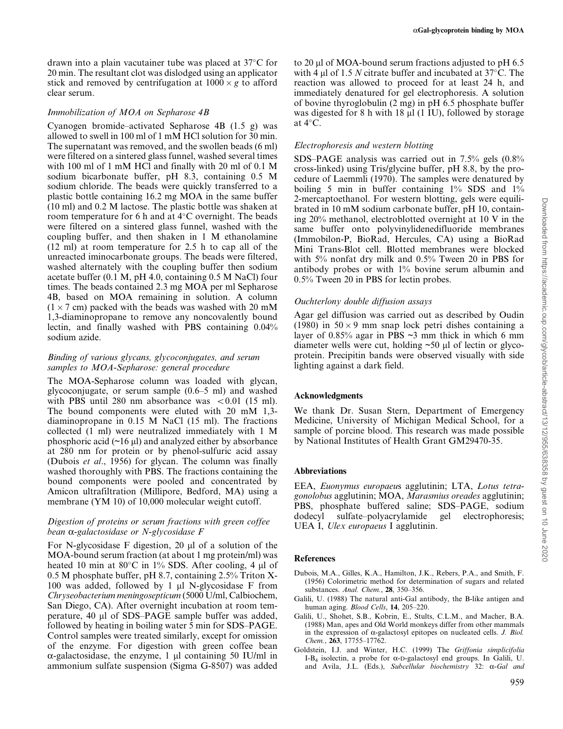drawn into a plain vacutainer tube was placed at 37°C for 20 min. The resultant clot was dislodged using an applicator stick and removed by centrifugation at 1000 × *g* to afford clear serum.

### *Immobilization of MOA on Sepharose 4B*

Cyanogen bromide–activated Sepharose 4B (1.5 g) was allowed to swell in 100 ml of 1 mM HCl solution for 30 min. The supernatant was removed, and the swollen beads (6 ml) were filtered on a sintered glass funnel, washed several times with 100 ml of 1 mM HCl and finally with 20 ml of 0.1 M sodium bicarbonate buffer, pH 8.3, containing 0.5 M sodium chloride. The beads were quickly transferred to a plastic bottle containing 16.2 mg MOA in the same buffer (10 ml) and 0.2 M lactose. The plastic bottle was shaken at room temperature for 6 h and at 4°C overnight. The beads were filtered on a sintered glass funnel, washed with the coupling buffer, and then shaken in 1 M ethanolamine (12 ml) at room temperature for 2.5 h to cap all of the unreacted iminocarbonate groups. The beads were filtered, washed alternately with the coupling buffer then sodium acetate buffer (0.1 M, pH 4.0, containing 0.5 M NaCl) four times. The beads contained 2.3 mg MOA per ml Sepharose 4B, based on MOA remaining in solution. A column (1 × 7 cm) packed with the beads was washed with 20 mM 1,3-diaminopropane to remove any noncovalently bound lectin, and finally washed with PBS containing 0.04% sodium azide.

### *Binding of various glycans, glycoconjugates, and serum samples to MOA-Sepharose: general procedure*

The MOA-Sepharose column was loaded with glycan, glycoconjugate, or serum sample (0.6–5 ml) and washed with PBS until 280 nm absorbance was < 0.01 (15 ml). The bound components were eluted with 20 mM 1,3-diaminopropane in 0.15 M NaCl (15 ml). The fractions collected (1 ml) were neutralized immediately with 1 M phosphoric acid (~16 μl) and analyzed either by absorbance at 280 nm for protein or by phenol-sulfuric acid assay (Dubois *et al*., 1956) for glycan. The column was finally washed thoroughly with PBS. The fractions containing the bound components were pooled and concentrated by Amicon ultrafiltration (Millipore, Bedford, MA) using a membrane (YM 10) of 10,000 molecular weight cutoff.

### *Digestion of proteins or serum fractions with green coffee bean α-galactosidase or N-glycosidase F*

For N-glycosidase F digestion, 20 μl of a solution of the MOA-bound serum fraction (at about 1 mg protein/ml) was heated 10 min at 80°C in 1% SDS. After cooling, 4 μl of 0.5 M phosphate buffer, pH 8.7, containing 2.5% Triton X-100 was added, followed by 1 μl N-glycosidase F from *Chryseobacterium meningosepticum* (5000 U/ml, Calbiochem, San Diego, CA). After overnight incubation at room temperature, 40 μl of SDS–PAGE sample buffer was added, followed by heating in boiling water 5 min for SDS–PAGE. Control samples were treated similarly, except for omission of the enzyme. For digestion with green coffee bean α-galactosidase, the enzyme, 1 μl containing 50 IU/ml in ammonium sulfate suspension (Sigma G-8507) was added to 20 μl of MOA-bound serum fractions adjusted to pH 6.5 with 4 μl of 1.5 *N* citrate buffer and incubated at 37°C. The reaction was allowed to proceed for at least 24 h, and immediately denatured for gel electrophoresis. A solution of bovine thyroglobulin (2 mg) in pH 6.5 phosphate buffer was digested for 8 h with 18 μl (1 IU), followed by storage at 4°C.

### *Electrophoresis and western blotting*

SDS–PAGE analysis was carried out in 7.5% gels (0.8% cross-linked) using Tris/glycine buffer, pH 8.8, by the procedure of Laemmli (1970). The samples were denatured by boiling 5 min in buffer containing 1% SDS and 1% 2-mercaptoethanol. For western blotting, gels were equilibrated in 10 mM sodium carbonate buffer, pH 10, containing 20% methanol, electroblotted overnight at 10 V in the same buffer onto polyvinylidenedifluoride membranes (Immobilon-P, BioRad, Hercules, CA) using a BioRad Mini Trans-Blot cell. Blotted membranes were blocked with 5% nonfat dry milk and 0.5% Tween 20 in PBS for antibody probes or with 1% bovine serum albumin and 0.5% Tween 20 in PBS for lectin probes.

### *Ouchterlony double diffusion assays*

Agar gel diffusion was carried out as described by Oudin (1980) in 50 × 9 mm snap lock petri dishes containing a layer of 0.85% agar in PBS ~3 mm thick in which 6 mm diameter wells were cut, holding ~50 μl of lectin or glycoprotein. Precipitin bands were observed visually with side lighting against a dark field.

## Acknowledgments

We thank Dr. Susan Stern, Department of Emergency Medicine, University of Michigan Medical School, for a sample of porcine blood. This research was made possible by National Institutes of Health Grant GM29470-35.

## Abbreviations

EEA, *Euonymus europaeus* agglutinin; LTA, *Lotus tetragonolobus* agglutinin; MOA, *Marasmius oreades* agglutinin; PBS, phosphate buffered saline; SDS–PAGE, sodium dodecyl sulfate–polyacrylamide gel electrophoresis; UEA I, *Ulex europaeus* I agglutinin.

## References

Dubois, M.A., Gilles, K.A., Hamilton, J.K., Rebers, P.A., and Smith, F. (1956) Colorimetric method for determination of sugars and related substances. *Anal. Chem.*, **28**, 350–356.

Galili, U. (1988) The natural anti-Gal antibody, the B-like antigen and human aging. *Blood Cells*, **14**, 205–220.

Galili, U., Shohet, S.B., Kobrin, E., Stults, C.L.M., and Macher, B.A. (1988) Man, apes and Old World monkeys differ from other mammals in the expression of α-galactosyl epitopes on nucleated cells. *J. Biol. Chem.*, **263**, 17755–17762.

Goldstein, I.J. and Winter, H.C. (1999) The *Griffonia simplicifolia* I-$B_4$ isolectin, a probe for α-D-galactosyl end groups. In Galili, U. and Avila, J.L. (Eds.), *Subcellular biochemistry* 32: *α-Gal and*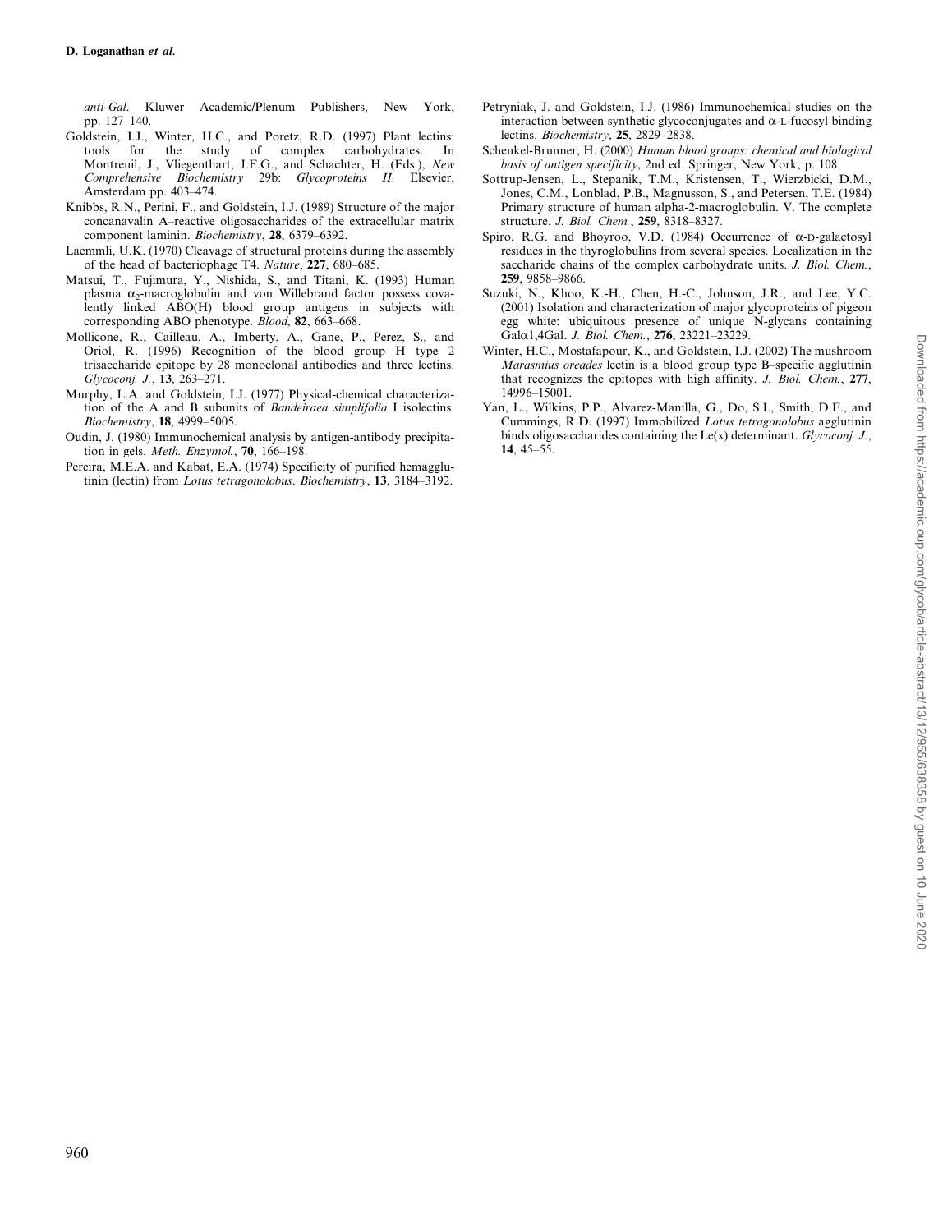anti-Gal. Kluwer Academic/Plenum Publishers, New York, pp. 127–140.

Goldstein, I.J., Winter, H.C., and Poretz, R.D. (1997) Plant lectins: tools for the study of complex carbohydrates. In Montreuil, J., Vliegenthart, J.F.G., and Schachter, H. (Eds.), *New Comprehensive Biochemistry* 29b: *Glycoproteins II*. Elsevier, Amsterdam pp. 403–474.

Knibbs, R.N., Perini, F., and Goldstein, I.J. (1989) Structure of the major concanavalin A–reactive oligosaccharides of the extracellular matrix component laminin. *Biochemistry*, **28**, 6379–6392.

Laemmli, U.K. (1970) Cleavage of structural proteins during the assembly of the head of bacteriophage T4. *Nature*, **227**, 680–685.

Matsui, T., Fujimura, Y., Nishida, S., and Titani, K. (1993) Human plasma $\alpha_2$-macroglobulin and von Willebrand factor possess covalently linked ABO(H) blood group antigens in subjects with corresponding ABO phenotype. *Blood*, **82**, 663–668.

Mollicone, R., Cailleau, A., Imberty, A., Gane, P., Perez, S., and Oriol, R. (1996) Recognition of the blood group H type 2 trisaccharide epitope by 28 monoclonal antibodies and three lectins. *Glycoconj. J.*, **13**, 263–271.

Murphy, L.A. and Goldstein, I.J. (1977) Physical-chemical characterization of the A and B subunits of *Bandeiraea simplifolia* I isolectins. *Biochemistry*, **18**, 4999–5005.

Oudin, J. (1980) Immunochemical analysis by antigen-antibody precipitation in gels. *Meth. Enzymol.*, **70**, 166–198.

Pereira, M.E.A. and Kabat, E.A. (1974) Specificity of purified hemagglutinin (lectin) from *Lotus tetragonolobus*. *Biochemistry*, **13**, 3184–3192.

Petryniak, J. and Goldstein, I.J. (1986) Immunochemical studies on the interaction between synthetic glycoconjugates and α-L-fucosyl binding lectins. *Biochemistry*, **25**, 2829–2838.

Schenkel-Brunner, H. (2000) *Human blood groups: chemical and biological basis of antigen specificity*, 2nd ed. Springer, New York, p. 108.

Sottrup-Jensen, L., Stepanik, T.M., Kristensen, T., Wierzbicki, D.M., Jones, C.M., Lonblad, P.B., Magnusson, S., and Petersen, T.E. (1984) Primary structure of human alpha-2-macroglobulin. V. The complete structure. *J. Biol. Chem.*, **259**, 8318–8327.

Spiro, R.G. and Bhoyroo, V.D. (1984) Occurrence of α-D-galactosyl residues in the thyroglobulins from several species. Localization in the saccharide chains of the complex carbohydrate units. *J. Biol. Chem.*, **259**, 9858–9866.

Suzuki, N., Khoo, K.-H., Chen, H.-C., Johnson, J.R., and Lee, Y.C. (2001) Isolation and characterization of major glycoproteins of pigeon egg white: ubiquitous presence of unique N-glycans containing Galα1,4Gal. *J. Biol. Chem.*, **276**, 23221–23229.

Winter, H.C., Mostafapour, K., and Goldstein, I.J. (2002) The mushroom *Marasmius oreades* lectin is a blood group type B–specific agglutinin that recognizes the epitopes with high affinity. *J. Biol. Chem.*, **277**, 14996–15001.

Yan, L., Wilkins, P.P., Alvarez-Manilla, G., Do, S.I., Smith, D.F., and Cummings, R.D. (1997) Immobilized *Lotus tetragonolobus* agglutinin binds oligosaccharides containing the Le(x) determinant. *Glycoconj. J.*, **14**, 45–55.